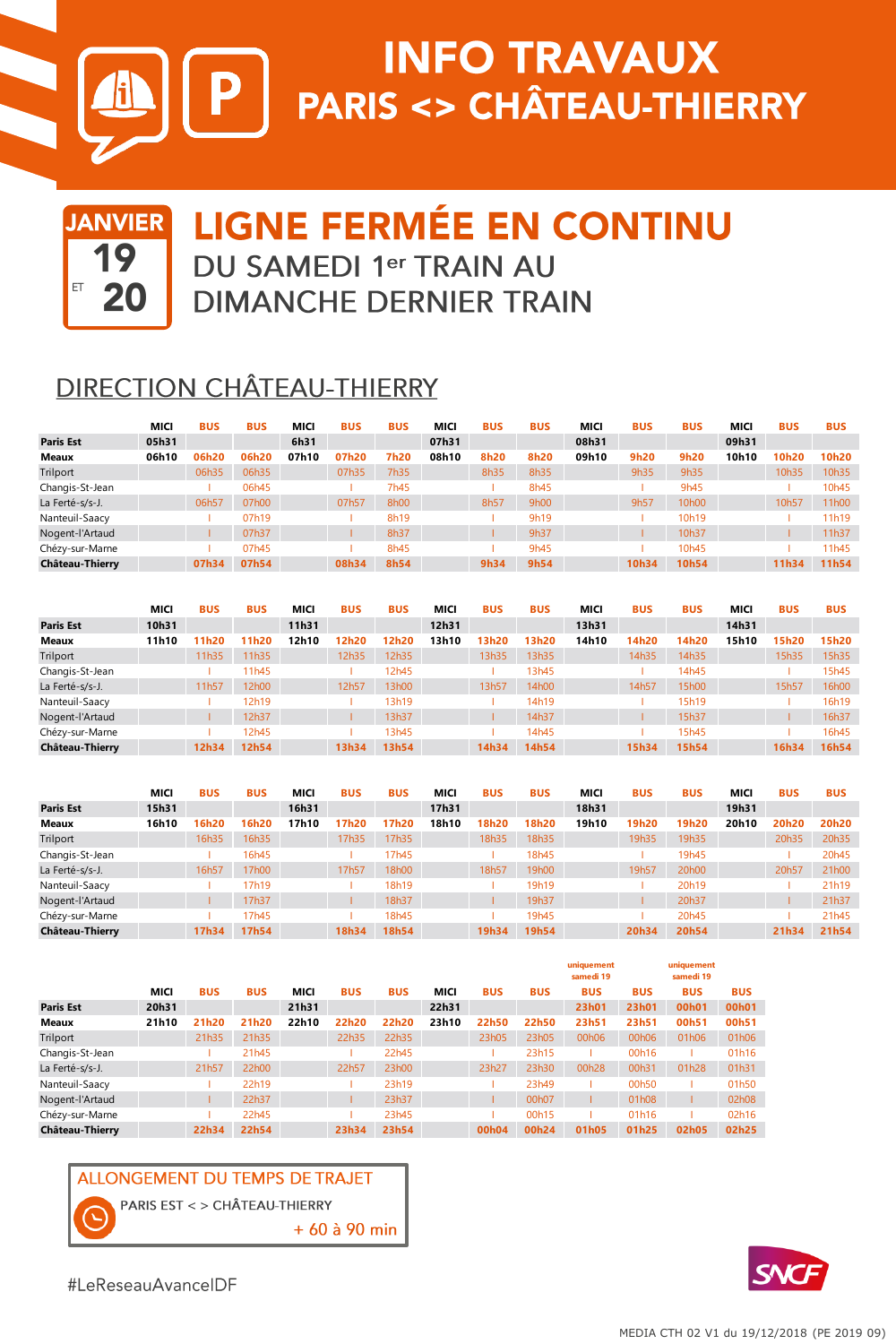# INFO TRAVAUX
## PARIS <> CHÂTEAU-THIERRY

JANVIER 19 ET 20

# LIGNE FERMÉE EN CONTINU
DU SAMEDI 1er TRAIN AU DIMANCHE DERNIER TRAIN

## DIRECTION CHÂTEAU-THIERRY

| | MICI | BUS | BUS | MICI | BUS | BUS | MICI | BUS | BUS | MICI | BUS | BUS | MICI | BUS | BUS |
|---|---|---|---|---|---|---|---|---|---|---|---|---|---|---|---|
| **Paris Est** | 05h31 | | | 6h31 | | | 07h31 | | | 08h31 | | | 09h31 | | |
| **Meaux** | 06h10 | 06h20 | 06h20 | 07h10 | 07h20 | 7h20 | 08h10 | 8h20 | 8h20 | 09h10 | 9h20 | 9h20 | 10h10 | 10h20 | 10h20 |
| Trilport | | 06h35 | 06h35 | | 07h35 | 7h35 | | 8h35 | 8h35 | | 9h35 | 9h35 | | 10h35 | 10h35 |
| Changis-St-Jean | | I | 06h45 | | I | 7h45 | | I | 8h45 | | I | 9h45 | | I | 10h45 |
| La Ferté-s/s-J. | | 06h57 | 07h00 | | 07h57 | 8h00 | | 8h57 | 9h00 | | 9h57 | 10h00 | | 10h57 | 11h00 |
| Nanteuil-Saacy | | I | 07h19 | | I | 8h19 | | I | 9h19 | | I | 10h19 | | I | 11h19 |
| Nogent-l'Artaud | | I | 07h37 | | I | 8h37 | | I | 9h37 | | I | 10h37 | | I | 11h37 |
| Chézy-sur-Marne | | I | 07h45 | | I | 8h45 | | I | 9h45 | | I | 10h45 | | I | 11h45 |
| **Château-Thierry** | | 07h34 | 07h54 | | 08h34 | 8h54 | | 9h34 | 9h54 | | 10h34 | 10h54 | | 11h34 | 11h54 |

| | MICI | BUS | BUS | MICI | BUS | BUS | MICI | BUS | BUS | MICI | BUS | BUS | MICI | BUS | BUS |
|---|---|---|---|---|---|---|---|---|---|---|---|---|---|---|---|
| **Paris Est** | 10h31 | | | 11h31 | | | 12h31 | | | 13h31 | | | 14h31 | | |
| **Meaux** | 11h10 | 11h20 | 11h20 | 12h10 | 12h20 | 12h20 | 13h10 | 13h20 | 13h20 | 14h10 | 14h20 | 14h20 | 15h10 | 15h20 | 15h20 |
| Trilport | | 11h35 | 11h35 | | 12h35 | 12h35 | | 13h35 | 13h35 | | 14h35 | 14h35 | | 15h35 | 15h35 |
| Changis-St-Jean | | I | 11h45 | | I | 12h45 | | I | 13h45 | | I | 14h45 | | I | 15h45 |
| La Ferté-s/s-J. | | 11h57 | 12h00 | | 12h57 | 13h00 | | 13h57 | 14h00 | | 14h57 | 15h00 | | 15h57 | 16h00 |
| Nanteuil-Saacy | | I | 12h19 | | I | 13h19 | | I | 14h19 | | I | 15h19 | | I | 16h19 |
| Nogent-l'Artaud | | I | 12h37 | | I | 13h37 | | I | 14h37 | | I | 15h37 | | I | 16h37 |
| Chézy-sur-Marne | | I | 12h45 | | I | 13h45 | | I | 14h45 | | I | 15h45 | | I | 16h45 |
| **Château-Thierry** | | 12h34 | 12h54 | | 13h34 | 13h54 | | 14h34 | 14h54 | | 15h34 | 15h54 | | 16h34 | 16h54 |

| | MICI | BUS | BUS | MICI | BUS | BUS | MICI | BUS | BUS | MICI | BUS | BUS | MICI | BUS | BUS |
|---|---|---|---|---|---|---|---|---|---|---|---|---|---|---|---|
| **Paris Est** | 15h31 | | | 16h31 | | | 17h31 | | | 18h31 | | | 19h31 | | |
| **Meaux** | 16h10 | 16h20 | 16h20 | 17h10 | 17h20 | 17h20 | 18h10 | 18h20 | 18h20 | 19h10 | 19h20 | 19h20 | 20h10 | 20h20 | 20h20 |
| Trilport | | 16h35 | 16h35 | | 17h35 | 17h35 | | 18h35 | 18h35 | | 19h35 | 19h35 | | 20h35 | 20h35 |
| Changis-St-Jean | | I | 16h45 | | I | 17h45 | | I | 18h45 | | I | 19h45 | | I | 20h45 |
| La Ferté-s/s-J. | | 16h57 | 17h00 | | 17h57 | 18h00 | | 18h57 | 19h00 | | 19h57 | 20h00 | | 20h57 | 21h00 |
| Nanteuil-Saacy | | I | 17h19 | | I | 18h19 | | I | 19h19 | | I | 20h19 | | I | 21h19 |
| Nogent-l'Artaud | | I | 17h37 | | I | 18h37 | | I | 19h37 | | I | 20h37 | | I | 21h37 |
| Chézy-sur-Marne | | I | 17h45 | | I | 18h45 | | I | 19h45 | | I | 20h45 | | I | 21h45 |
| **Château-Thierry** | | 17h34 | 17h54 | | 18h34 | 18h54 | | 19h34 | 19h54 | | 20h34 | 20h54 | | 21h34 | 21h54 |

| | MICI | BUS | BUS | MICI | BUS | BUS | MICI | BUS | BUS | BUS (uniquement samedi 19) | BUS | BUS (uniquement samedi 19) | BUS |
|---|---|---|---|---|---|---|---|---|---|---|---|---|---|
| **Paris Est** | 20h31 | | | 21h31 | | | 22h31 | | | 23h01 | 23h01 | 00h01 | 00h01 |
| **Meaux** | 21h10 | 21h20 | 21h20 | 22h10 | 22h20 | 22h20 | 23h10 | 22h50 | 22h50 | 23h51 | 23h51 | 00h51 | 00h51 |
| Trilport | | 21h35 | 21h35 | | 22h35 | 22h35 | | 23h05 | 23h05 | 00h06 | 00h06 | 01h06 | 01h06 |
| Changis-St-Jean | | I | 21h45 | | I | 22h45 | | I | 23h15 | I | 00h16 | I | 01h16 |
| La Ferté-s/s-J. | | 21h57 | 22h00 | | 22h57 | 23h00 | | 23h27 | 23h30 | 00h28 | 00h31 | 01h28 | 01h31 |
| Nanteuil-Saacy | | I | 22h19 | | I | 23h19 | | I | 23h49 | I | 00h50 | I | 01h50 |
| Nogent-l'Artaud | | I | 22h37 | | I | 23h37 | | I | 00h07 | I | 01h08 | I | 02h08 |
| Chézy-sur-Marne | | I | 22h45 | | I | 23h45 | | I | 00h15 | I | 01h16 | I | 02h16 |
| **Château-Thierry** | | 22h34 | 22h54 | | 23h34 | 23h54 | | 00h04 | 00h24 | 01h05 | 01h25 | 02h05 | 02h25 |

**ALLONGEMENT DU TEMPS DE TRAJET**

PARIS EST < > CHÂTEAU-THIERRY

+ 60 à 90 min

#LeReseauAvanceIDF

SNCF

MEDIA CTH 02 V1 du 19/12/2018 (PE 2019 09)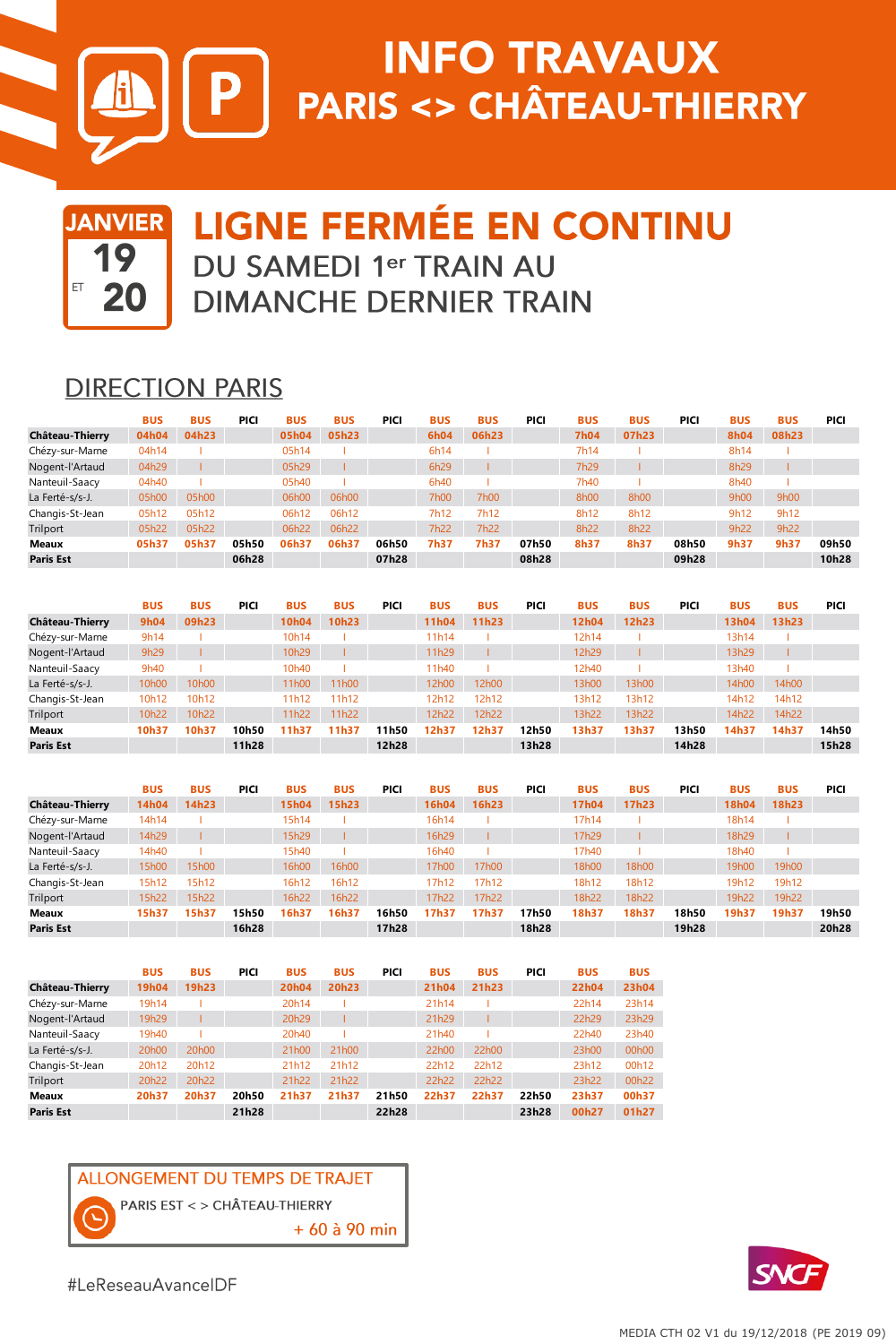# INFO TRAVAUX
## PARIS <> CHÂTEAU-THIERRY

JANVIER
19
ET 20

# LIGNE FERMÉE EN CONTINU
DU SAMEDI 1er TRAIN AU
DIMANCHE DERNIER TRAIN

## DIRECTION PARIS

| | BUS | BUS | PICI | BUS | BUS | PICI | BUS | BUS | PICI | BUS | BUS | PICI | BUS | BUS | PICI |
|---|---|---|---|---|---|---|---|---|---|---|---|---|---|---|---|
| **Château-Thierry** | 04h04 | 04h23 | | 05h04 | 05h23 | | 6h04 | 06h23 | | 7h04 | 07h23 | | 8h04 | 08h23 | |
| Chézy-sur-Marne | 04h14 | I | | 05h14 | I | | 6h14 | I | | 7h14 | I | | 8h14 | I | |
| Nogent-l'Artaud | 04h29 | I | | 05h29 | I | | 6h29 | I | | 7h29 | I | | 8h29 | I | |
| Nanteuil-Saacy | 04h40 | I | | 05h40 | I | | 6h40 | I | | 7h40 | I | | 8h40 | I | |
| La Ferté-s/s-J. | 05h00 | 05h00 | | 06h00 | 06h00 | | 7h00 | 7h00 | | 8h00 | 8h00 | | 9h00 | 9h00 | |
| Changis-St-Jean | 05h12 | 05h12 | | 06h12 | 06h12 | | 7h12 | 7h12 | | 8h12 | 8h12 | | 9h12 | 9h12 | |
| Trilport | 05h22 | 05h22 | | 06h22 | 06h22 | | 7h22 | 7h22 | | 8h22 | 8h22 | | 9h22 | 9h22 | |
| **Meaux** | 05h37 | 05h37 | 05h50 | 06h37 | 06h37 | 06h50 | 7h37 | 7h37 | 07h50 | 8h37 | 8h37 | 08h50 | 9h37 | 9h37 | 09h50 |
| **Paris Est** | | | 06h28 | | | 07h28 | | | 08h28 | | | 09h28 | | | 10h28 |

| | BUS | BUS | PICI | BUS | BUS | PICI | BUS | BUS | PICI | BUS | BUS | PICI | BUS | BUS | PICI |
|---|---|---|---|---|---|---|---|---|---|---|---|---|---|---|---|
| **Château-Thierry** | 9h04 | 09h23 | | 10h04 | 10h23 | | 11h04 | 11h23 | | 12h04 | 12h23 | | 13h04 | 13h23 | |
| Chézy-sur-Marne | 9h14 | I | | 10h14 | I | | 11h14 | I | | 12h14 | I | | 13h14 | I | |
| Nogent-l'Artaud | 9h29 | I | | 10h29 | I | | 11h29 | I | | 12h29 | I | | 13h29 | I | |
| Nanteuil-Saacy | 9h40 | I | | 10h40 | I | | 11h40 | I | | 12h40 | I | | 13h40 | I | |
| La Ferté-s/s-J. | 10h00 | 10h00 | | 11h00 | 11h00 | | 12h00 | 12h00 | | 13h00 | 13h00 | | 14h00 | 14h00 | |
| Changis-St-Jean | 10h12 | 10h12 | | 11h12 | 11h12 | | 12h12 | 12h12 | | 13h12 | 13h12 | | 14h12 | 14h12 | |
| Trilport | 10h22 | 10h22 | | 11h22 | 11h22 | | 12h22 | 12h22 | | 13h22 | 13h22 | | 14h22 | 14h22 | |
| **Meaux** | 10h37 | 10h37 | 10h50 | 11h37 | 11h37 | 11h50 | 12h37 | 12h37 | 12h50 | 13h37 | 13h37 | 13h50 | 14h37 | 14h37 | 14h50 |
| **Paris Est** | | | 11h28 | | | 12h28 | | | 13h28 | | | 14h28 | | | 15h28 |

| | BUS | BUS | PICI | BUS | BUS | PICI | BUS | BUS | PICI | BUS | BUS | PICI | BUS | BUS | PICI |
|---|---|---|---|---|---|---|---|---|---|---|---|---|---|---|---|
| **Château-Thierry** | 14h04 | 14h23 | | 15h04 | 15h23 | | 16h04 | 16h23 | | 17h04 | 17h23 | | 18h04 | 18h23 | |
| Chézy-sur-Marne | 14h14 | I | | 15h14 | I | | 16h14 | I | | 17h14 | I | | 18h14 | I | |
| Nogent-l'Artaud | 14h29 | I | | 15h29 | I | | 16h29 | I | | 17h29 | I | | 18h29 | I | |
| Nanteuil-Saacy | 14h40 | I | | 15h40 | I | | 16h40 | I | | 17h40 | I | | 18h40 | I | |
| La Ferté-s/s-J. | 15h00 | 15h00 | | 16h00 | 16h00 | | 17h00 | 17h00 | | 18h00 | 18h00 | | 19h00 | 19h00 | |
| Changis-St-Jean | 15h12 | 15h12 | | 16h12 | 16h12 | | 17h12 | 17h12 | | 18h12 | 18h12 | | 19h12 | 19h12 | |
| Trilport | 15h22 | 15h22 | | 16h22 | 16h22 | | 17h22 | 17h22 | | 18h22 | 18h22 | | 19h22 | 19h22 | |
| **Meaux** | 15h37 | 15h37 | 15h50 | 16h37 | 16h37 | 16h50 | 17h37 | 17h37 | 17h50 | 18h37 | 18h37 | 18h50 | 19h37 | 19h37 | 19h50 |
| **Paris Est** | | | 16h28 | | | 17h28 | | | 18h28 | | | 19h28 | | | 20h28 |

| | BUS | BUS | PICI | BUS | BUS | PICI | BUS | BUS | PICI | BUS | BUS |
|---|---|---|---|---|---|---|---|---|---|---|---|
| **Château-Thierry** | 19h04 | 19h23 | | 20h04 | 20h23 | | 21h04 | 21h23 | | 22h04 | 23h04 |
| Chézy-sur-Marne | 19h14 | I | | 20h14 | I | | 21h14 | I | | 22h14 | 23h14 |
| Nogent-l'Artaud | 19h29 | I | | 20h29 | I | | 21h29 | I | | 22h29 | 23h29 |
| Nanteuil-Saacy | 19h40 | I | | 20h40 | I | | 21h40 | I | | 22h40 | 23h40 |
| La Ferté-s/s-J. | 20h00 | 20h00 | | 21h00 | 21h00 | | 22h00 | 22h00 | | 23h00 | 00h00 |
| Changis-St-Jean | 20h12 | 20h12 | | 21h12 | 21h12 | | 22h12 | 22h12 | | 23h12 | 00h12 |
| Trilport | 20h22 | 20h22 | | 21h22 | 21h22 | | 22h22 | 22h22 | | 23h22 | 00h22 |
| **Meaux** | 20h37 | 20h37 | 20h50 | 21h37 | 21h37 | 21h50 | 22h37 | 22h37 | 22h50 | 23h37 | 00h37 |
| **Paris Est** | | | 21h28 | | | 22h28 | | | 23h28 | 00h27 | 01h27 |

**ALLONGEMENT DU TEMPS DE TRAJET**

PARIS EST < > CHÂTEAU-THIERRY

+ 60 à 90 min

#LeReseauAvanceIDF

SNCF

MEDIA CTH 02 V1 du 19/12/2018 (PE 2019 09)